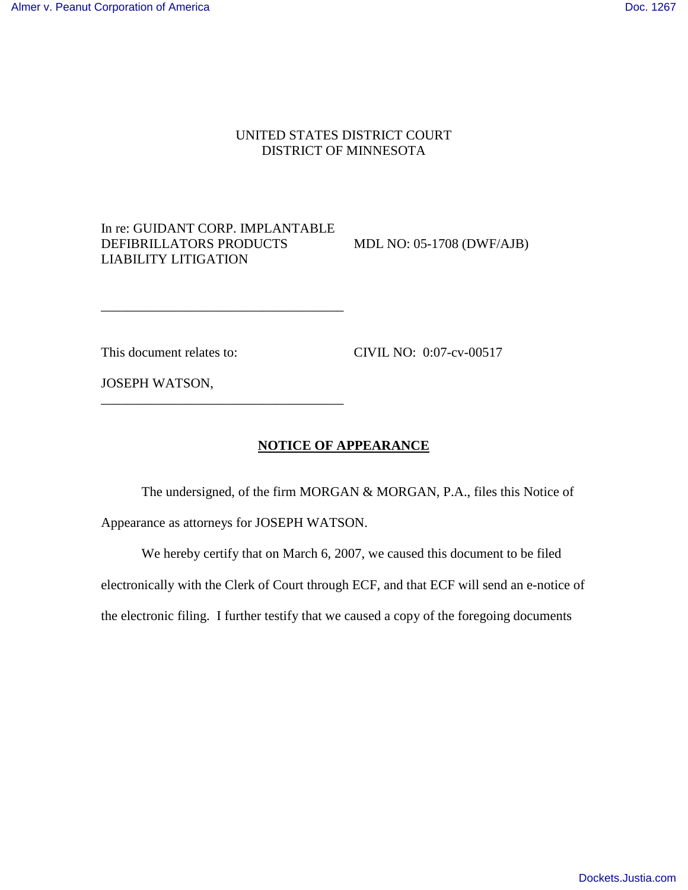UNITED STATES DISTRICT COURT
DISTRICT OF MINNESOTA

In re: GUIDANT CORP. IMPLANTABLE DEFIBRILLATORS PRODUCTS LIABILITY LITIGATION

MDL NO: 05-1708 (DWF/AJB)

___________________________________

This document relates to:

CIVIL NO: 0:07-cv-00517

JOSEPH WATSON,

___________________________________

## NOTICE OF APPEARANCE

The undersigned, of the firm MORGAN & MORGAN, P.A., files this Notice of Appearance as attorneys for JOSEPH WATSON.

We hereby certify that on March 6, 2007, we caused this document to be filed electronically with the Clerk of Court through ECF, and that ECF will send an e-notice of the electronic filing. I further testify that we caused a copy of the foregoing documents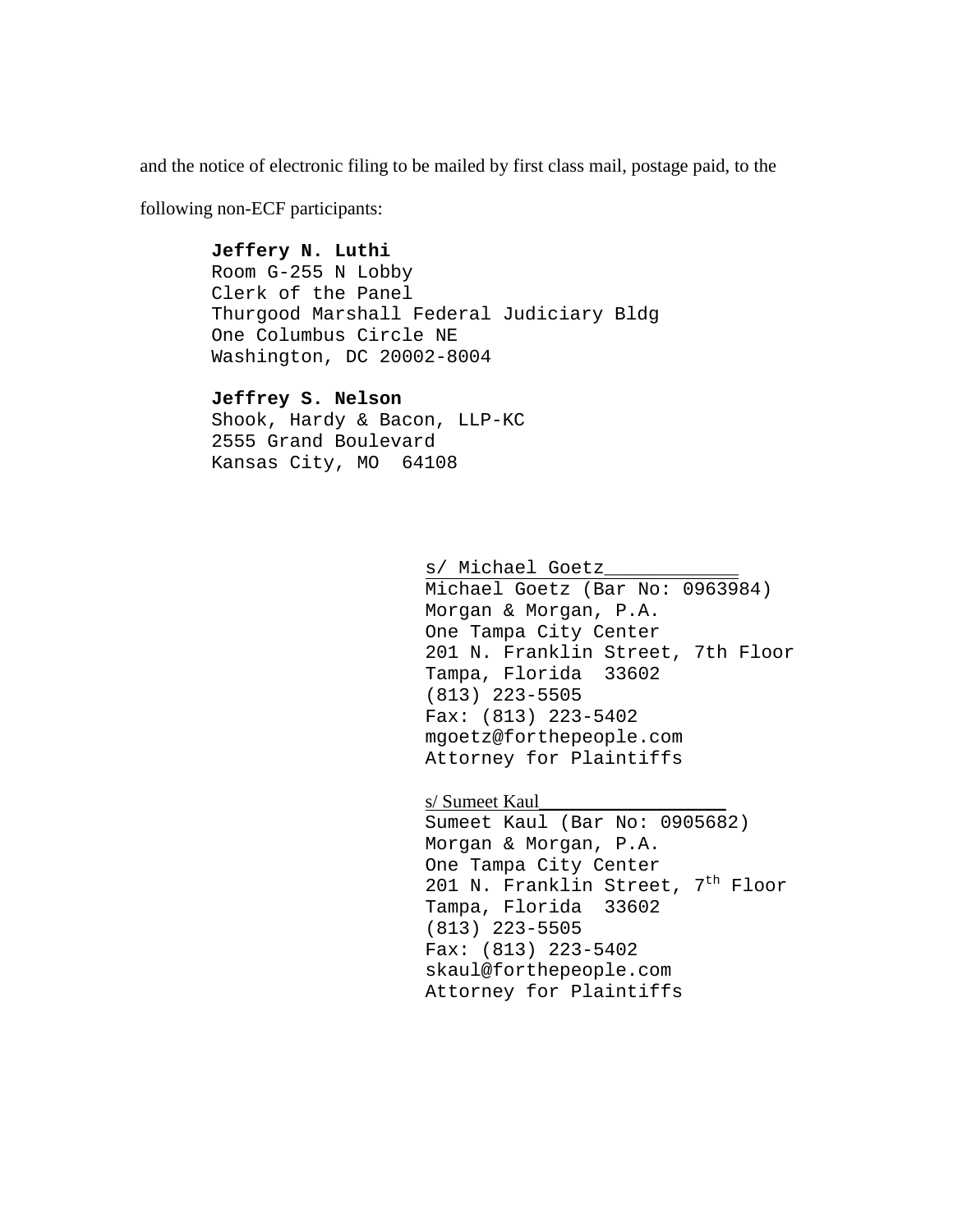and the notice of electronic filing to be mailed by first class mail, postage paid, to the following non-ECF participants:

**Jeffery N. Luthi**
Room G-255 N Lobby
Clerk of the Panel
Thurgood Marshall Federal Judiciary Bldg
One Columbus Circle NE
Washington, DC 20002-8004

**Jeffrey S. Nelson**
Shook, Hardy & Bacon, LLP-KC
2555 Grand Boulevard
Kansas City, MO 64108

s/ Michael Goetz____________
Michael Goetz (Bar No: 0963984)
Morgan & Morgan, P.A.
One Tampa City Center
201 N. Franklin Street, 7th Floor
Tampa, Florida 33602
(813) 223-5505
Fax: (813) 223-5402
mgoetz@forthepeople.com
Attorney for Plaintiffs

s/ Sumeet Kaul________________
Sumeet Kaul (Bar No: 0905682)
Morgan & Morgan, P.A.
One Tampa City Center
201 N. Franklin Street, 7th Floor
Tampa, Florida 33602
(813) 223-5505
Fax: (813) 223-5402
skaul@forthepeople.com
Attorney for Plaintiffs